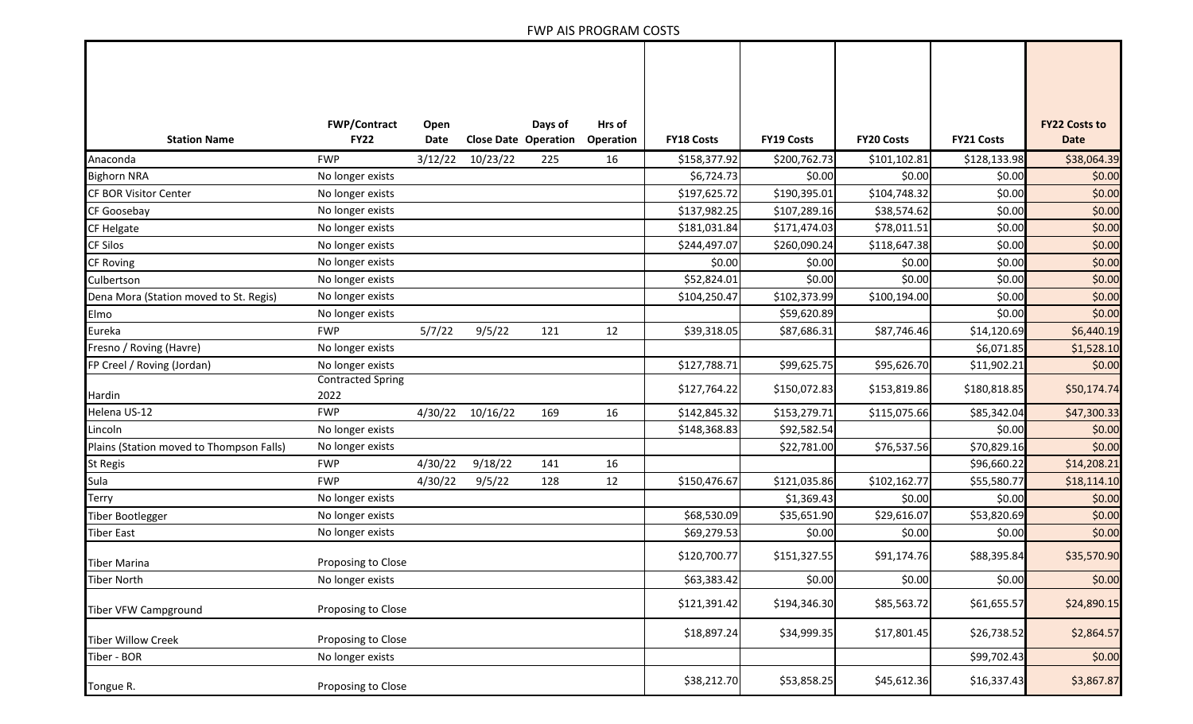# FWP AIS PROGRAM COSTS

| Station Name | FWP/Contract FY22 | Open Date | Close Date | Days of Operation | Hrs of Operation | FY18 Costs | FY19 Costs | FY20 Costs | FY21 Costs | FY22 Costs to Date |
|---|---|---|---|---|---|---|---|---|---|---|
| Anaconda | FWP | 3/12/22 | 10/23/22 | 225 | 16 | $158,377.92 | $200,762.73 | $101,102.81 | $128,133.98 | $38,064.39 |
| Bighorn NRA | No longer exists | | | | | $6,724.73 | $0.00 | $0.00 | $0.00 | $0.00 |
| CF BOR Visitor Center | No longer exists | | | | | $197,625.72 | $190,395.01 | $104,748.32 | $0.00 | $0.00 |
| CF Goosebay | No longer exists | | | | | $137,982.25 | $107,289.16 | $38,574.62 | $0.00 | $0.00 |
| CF Helgate | No longer exists | | | | | $181,031.84 | $171,474.03 | $78,011.51 | $0.00 | $0.00 |
| CF Silos | No longer exists | | | | | $244,497.07 | $260,090.24 | $118,647.38 | $0.00 | $0.00 |
| CF Roving | No longer exists | | | | | $0.00 | $0.00 | $0.00 | $0.00 | $0.00 |
| Culbertson | No longer exists | | | | | $52,824.01 | $0.00 | $0.00 | $0.00 | $0.00 |
| Dena Mora (Station moved to St. Regis) | No longer exists | | | | | $104,250.47 | $102,373.99 | $100,194.00 | $0.00 | $0.00 |
| Elmo | No longer exists | | | | | | $59,620.89 | | $0.00 | $0.00 |
| Eureka | FWP | 5/7/22 | 9/5/22 | 121 | 12 | $39,318.05 | $87,686.31 | $87,746.46 | $14,120.69 | $6,440.19 |
| Fresno / Roving (Havre) | No longer exists | | | | | | | | $6,071.85 | $1,528.10 |
| FP Creel / Roving (Jordan) | No longer exists | | | | | $127,788.71 | $99,625.75 | $95,626.70 | $11,902.21 | $0.00 |
| Hardin | Contracted Spring 2022 | | | | | $127,764.22 | $150,072.83 | $153,819.86 | $180,818.85 | $50,174.74 |
| Helena US-12 | FWP | 4/30/22 | 10/16/22 | 169 | 16 | $142,845.32 | $153,279.71 | $115,075.66 | $85,342.04 | $47,300.33 |
| Lincoln | No longer exists | | | | | $148,368.83 | $92,582.54 | | $0.00 | $0.00 |
| Plains (Station moved to Thompson Falls) | No longer exists | | | | | | $22,781.00 | $76,537.56 | $70,829.16 | $0.00 |
| St Regis | FWP | 4/30/22 | 9/18/22 | 141 | 16 | | | | $96,660.22 | $14,208.21 |
| Sula | FWP | 4/30/22 | 9/5/22 | 128 | 12 | $150,476.67 | $121,035.86 | $102,162.77 | $55,580.77 | $18,114.10 |
| Terry | No longer exists | | | | | | $1,369.43 | $0.00 | $0.00 | $0.00 |
| Tiber Bootlegger | No longer exists | | | | | $68,530.09 | $35,651.90 | $29,616.07 | $53,820.69 | $0.00 |
| Tiber East | No longer exists | | | | | $69,279.53 | $0.00 | $0.00 | $0.00 | $0.00 |
| Tiber Marina | Proposing to Close | | | | | $120,700.77 | $151,327.55 | $91,174.76 | $88,395.84 | $35,570.90 |
| Tiber North | No longer exists | | | | | $63,383.42 | $0.00 | $0.00 | $0.00 | $0.00 |
| Tiber VFW Campground | Proposing to Close | | | | | $121,391.42 | $194,346.30 | $85,563.72 | $61,655.57 | $24,890.15 |
| Tiber Willow Creek | Proposing to Close | | | | | $18,897.24 | $34,999.35 | $17,801.45 | $26,738.52 | $2,864.57 |
| Tiber - BOR | No longer exists | | | | | | | | $99,702.43 | $0.00 |
| Tongue R. | Proposing to Close | | | | | $38,212.70 | $53,858.25 | $45,612.36 | $16,337.43 | $3,867.87 |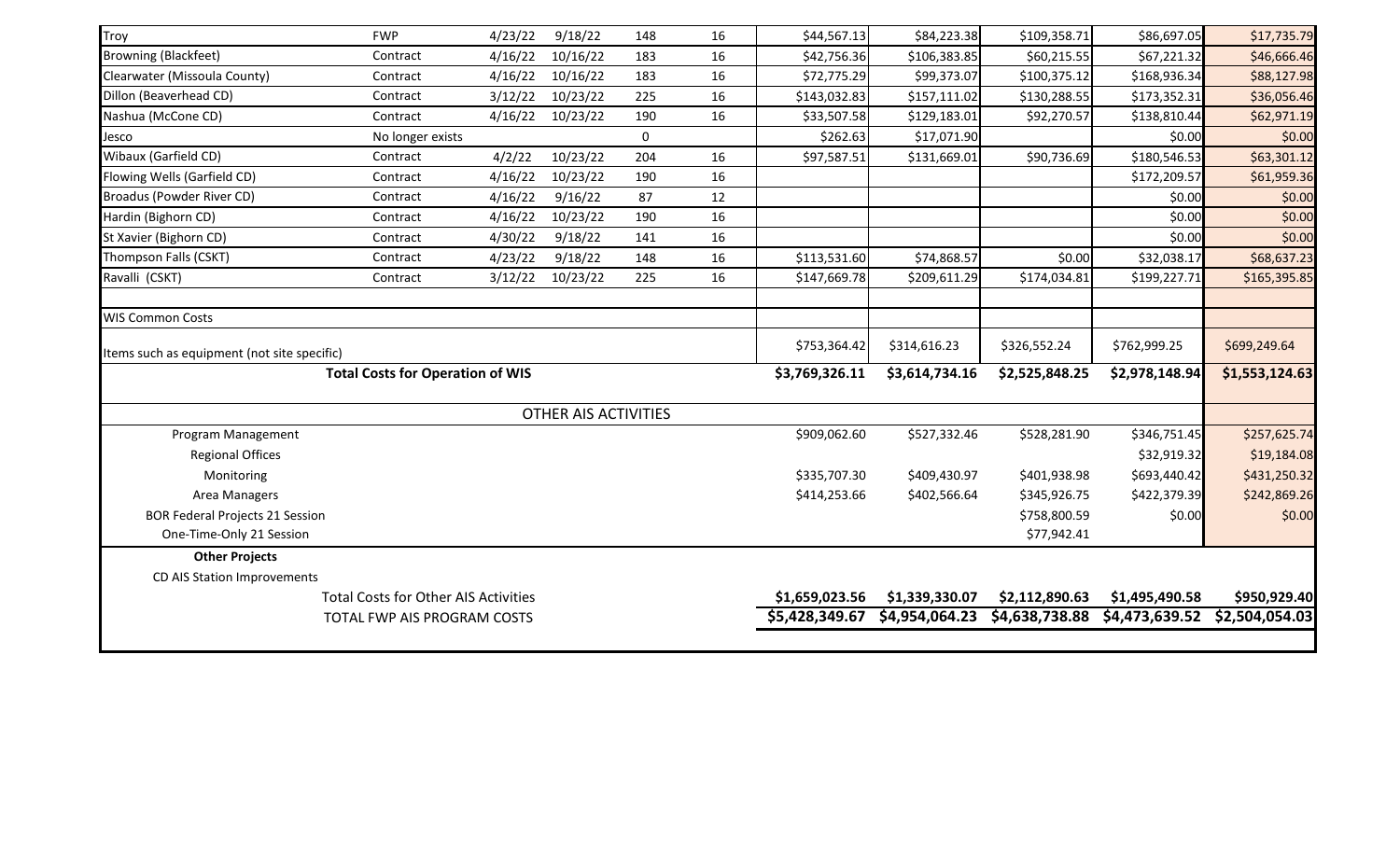| | | | | | | | | | | |
|---|---|---|---|---|---|---|---|---|---|---|
| Troy | FWP | 4/23/22 | 9/18/22 | 148 | 16 | $44,567.13 | $84,223.38 | $109,358.71 | $86,697.05 | $17,735.79 |
| Browning (Blackfeet) | Contract | 4/16/22 | 10/16/22 | 183 | 16 | $42,756.36 | $106,383.85 | $60,215.55 | $67,221.32 | $46,666.46 |
| Clearwater (Missoula County) | Contract | 4/16/22 | 10/16/22 | 183 | 16 | $72,775.29 | $99,373.07 | $100,375.12 | $168,936.34 | $88,127.98 |
| Dillon (Beaverhead CD) | Contract | 3/12/22 | 10/23/22 | 225 | 16 | $143,032.83 | $157,111.02 | $130,288.55 | $173,352.31 | $36,056.46 |
| Nashua (McCone CD) | Contract | 4/16/22 | 10/23/22 | 190 | 16 | $33,507.58 | $129,183.01 | $92,270.57 | $138,810.44 | $62,971.19 |
| Jesco | No longer exists | | | 0 | | $262.63 | $17,071.90 | | $0.00 | $0.00 |
| Wibaux (Garfield CD) | Contract | 4/2/22 | 10/23/22 | 204 | 16 | $97,587.51 | $131,669.01 | $90,736.69 | $180,546.53 | $63,301.12 |
| Flowing Wells (Garfield CD) | Contract | 4/16/22 | 10/23/22 | 190 | 16 | | | | $172,209.57 | $61,959.36 |
| Broadus (Powder River CD) | Contract | 4/16/22 | 9/16/22 | 87 | 12 | | | | $0.00 | $0.00 |
| Hardin (Bighorn CD) | Contract | 4/16/22 | 10/23/22 | 190 | 16 | | | | $0.00 | $0.00 |
| St Xavier (Bighorn CD) | Contract | 4/30/22 | 9/18/22 | 141 | 16 | | | | $0.00 | $0.00 |
| Thompson Falls (CSKT) | Contract | 4/23/22 | 9/18/22 | 148 | 16 | $113,531.60 | $74,868.57 | $0.00 | $32,038.17 | $68,637.23 |
| Ravalli (CSKT) | Contract | 3/12/22 | 10/23/22 | 225 | 16 | $147,669.78 | $209,611.29 | $174,034.81 | $199,227.71 | $165,395.85 |
| | | | | | | | | | | |
| WIS Common Costs | | | | | | | | | | |
| Items such as equipment (not site specific) | | | | | | $753,364.42 | $314,616.23 | $326,552.24 | $762,999.25 | $699,249.64 |
| **Total Costs for Operation of WIS** | | | | | | **$3,769,326.11** | **$3,614,734.16** | **$2,525,848.25** | **$2,978,148.94** | **$1,553,124.63** |
| | | | | | | | | | | |
| OTHER AIS ACTIVITIES | | | | | | | | | | |
| Program Management | | | | | | $909,062.60 | $527,332.46 | $528,281.90 | $346,751.45 | $257,625.74 |
| Regional Offices | | | | | | | | | $32,919.32 | $19,184.08 |
| Monitoring | | | | | | $335,707.30 | $409,430.97 | $401,938.98 | $693,440.42 | $431,250.32 |
| Area Managers | | | | | | $414,253.66 | $402,566.64 | $345,926.75 | $422,379.39 | $242,869.26 |
| BOR Federal Projects 21 Session | | | | | | | | $758,800.59 | $0.00 | $0.00 |
| One-Time-Only 21 Session | | | | | | | | $77,942.41 | | |
| **Other Projects** | | | | | | | | | | |
| CD AIS Station Improvements | | | | | | | | | | |
| Total Costs for Other AIS Activities | | | | | | **$1,659,023.56** | **$1,339,330.07** | **$2,112,890.63** | **$1,495,490.58** | **$950,929.40** |
| TOTAL FWP AIS PROGRAM COSTS | | | | | | **$5,428,349.67** | **$4,954,064.23** | **$4,638,738.88** | **$4,473,639.52** | **$2,504,054.03** |